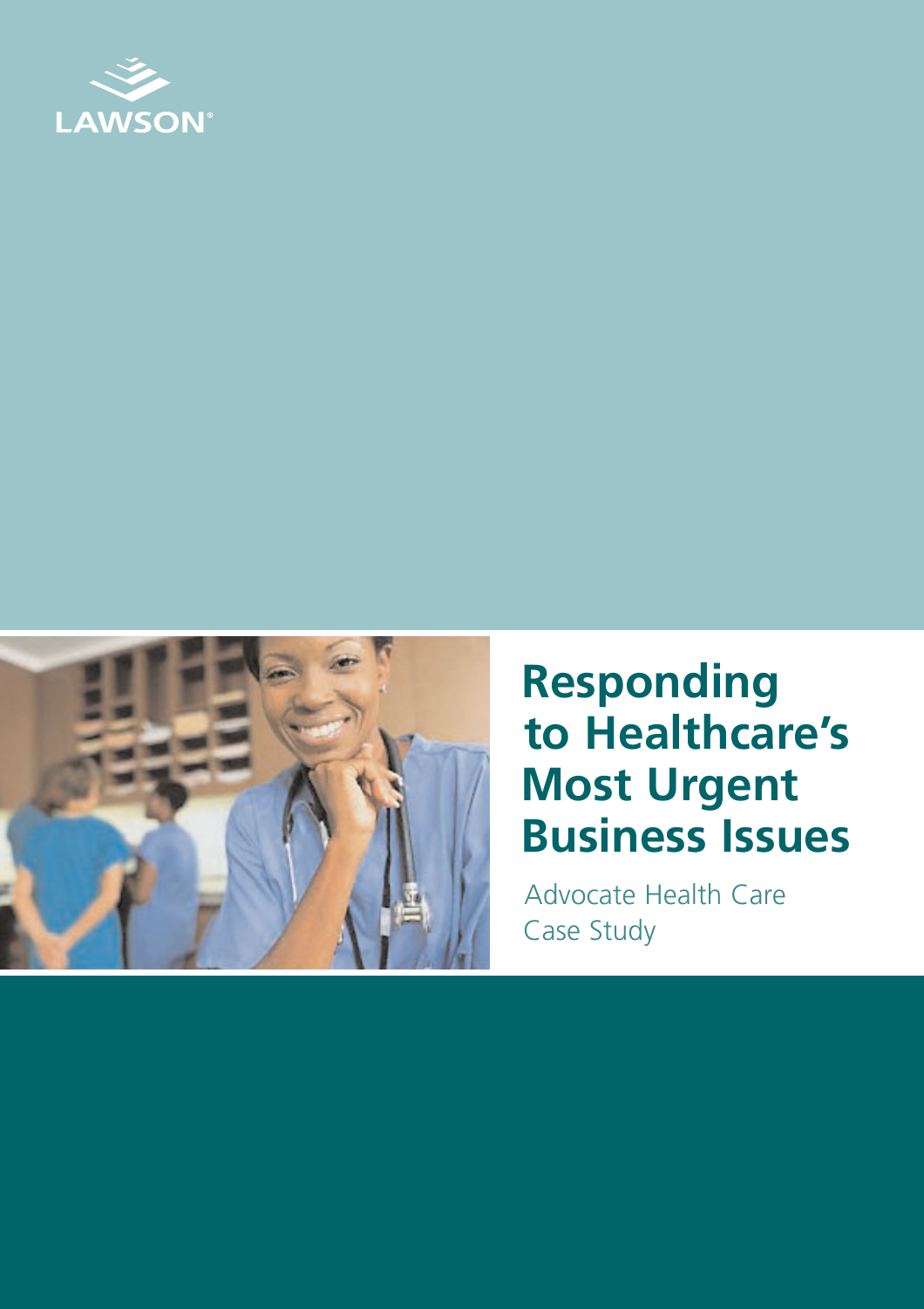LAWSON®

# Responding to Healthcare's Most Urgent Business Issues

Advocate Health Care
Case Study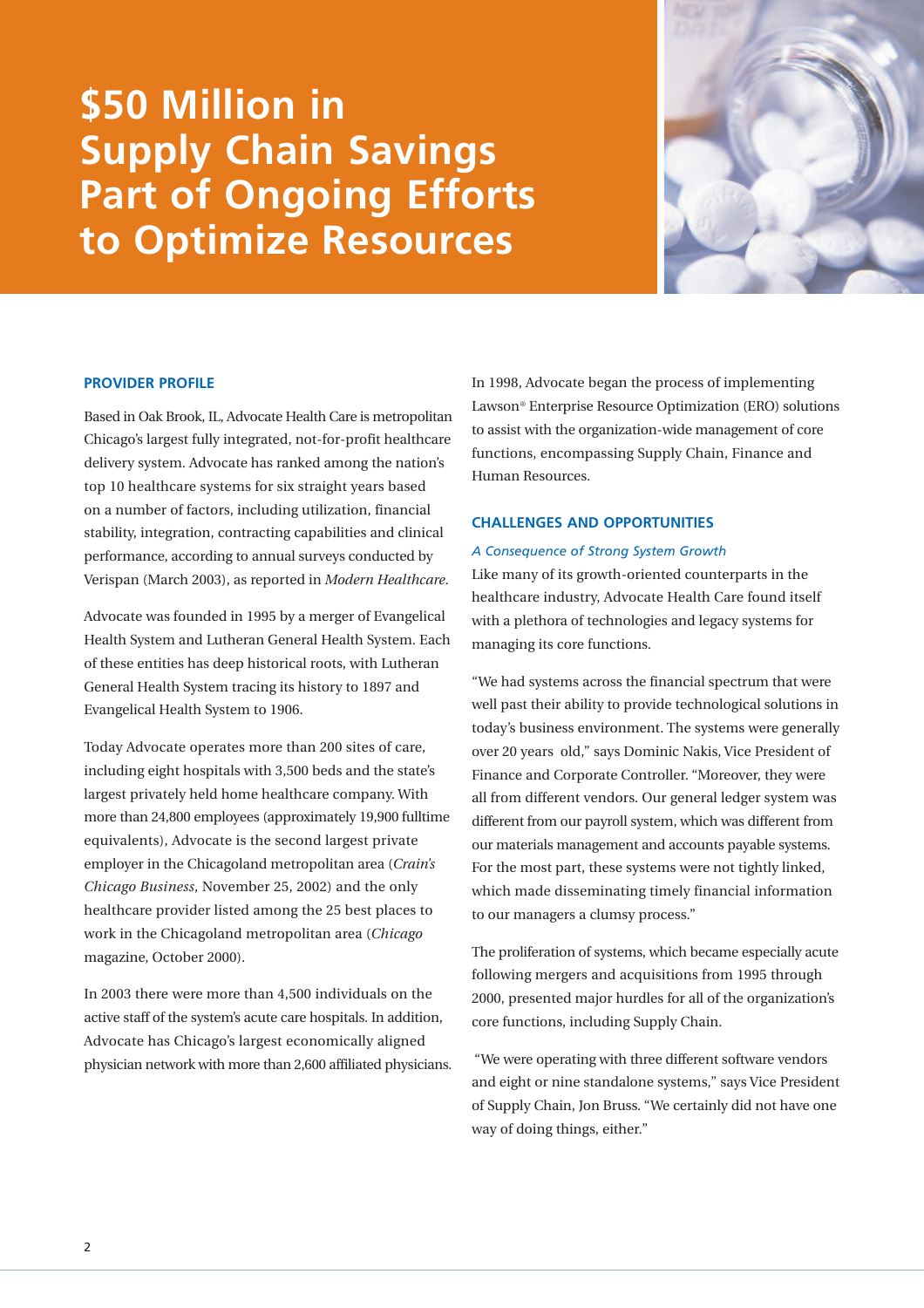# $50 Million in Supply Chain Savings Part of Ongoing Efforts to Optimize Resources

## PROVIDER PROFILE

Based in Oak Brook, IL, Advocate Health Care is metropolitan Chicago's largest fully integrated, not-for-profit healthcare delivery system. Advocate has ranked among the nation's top 10 healthcare systems for six straight years based on a number of factors, including utilization, financial stability, integration, contracting capabilities and clinical performance, according to annual surveys conducted by Verispan (March 2003), as reported in *Modern Healthcare*.

Advocate was founded in 1995 by a merger of Evangelical Health System and Lutheran General Health System. Each of these entities has deep historical roots, with Lutheran General Health System tracing its history to 1897 and Evangelical Health System to 1906.

Today Advocate operates more than 200 sites of care, including eight hospitals with 3,500 beds and the state's largest privately held home healthcare company. With more than 24,800 employees (approximately 19,900 fulltime equivalents), Advocate is the second largest private employer in the Chicagoland metropolitan area (*Crain's Chicago Business*, November 25, 2002) and the only healthcare provider listed among the 25 best places to work in the Chicagoland metropolitan area (*Chicago* magazine, October 2000).

In 2003 there were more than 4,500 individuals on the active staff of the system's acute care hospitals. In addition, Advocate has Chicago's largest economically aligned physician network with more than 2,600 affiliated physicians.

In 1998, Advocate began the process of implementing Lawson® Enterprise Resource Optimization (ERO) solutions to assist with the organization-wide management of core functions, encompassing Supply Chain, Finance and Human Resources.

## CHALLENGES AND OPPORTUNITIES

### *A Consequence of Strong System Growth*

Like many of its growth-oriented counterparts in the healthcare industry, Advocate Health Care found itself with a plethora of technologies and legacy systems for managing its core functions.

"We had systems across the financial spectrum that were well past their ability to provide technological solutions in today's business environment. The systems were generally over 20 years old," says Dominic Nakis, Vice President of Finance and Corporate Controller. "Moreover, they were all from different vendors. Our general ledger system was different from our payroll system, which was different from our materials management and accounts payable systems. For the most part, these systems were not tightly linked, which made disseminating timely financial information to our managers a clumsy process."

The proliferation of systems, which became especially acute following mergers and acquisitions from 1995 through 2000, presented major hurdles for all of the organization's core functions, including Supply Chain.

"We were operating with three different software vendors and eight or nine standalone systems," says Vice President of Supply Chain, Jon Bruss. "We certainly did not have one way of doing things, either."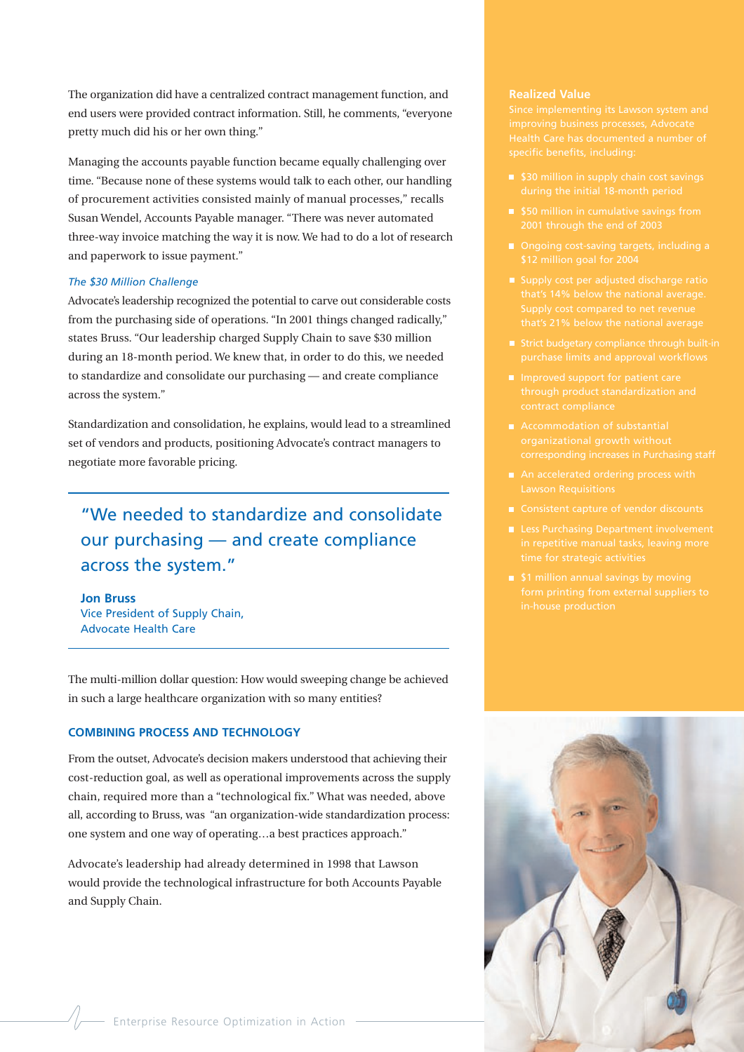The organization did have a centralized contract management function, and end users were provided contract information. Still, he comments, "everyone pretty much did his or her own thing."

Managing the accounts payable function became equally challenging over time. "Because none of these systems would talk to each other, our handling of procurement activities consisted mainly of manual processes," recalls Susan Wendel, Accounts Payable manager. "There was never automated three-way invoice matching the way it is now. We had to do a lot of research and paperwork to issue payment."

*The $30 Million Challenge*

Advocate's leadership recognized the potential to carve out considerable costs from the purchasing side of operations. "In 2001 things changed radically," states Bruss. "Our leadership charged Supply Chain to save $30 million during an 18-month period. We knew that, in order to do this, we needed to standardize and consolidate our purchasing — and create compliance across the system."

Standardization and consolidation, he explains, would lead to a streamlined set of vendors and products, positioning Advocate's contract managers to negotiate more favorable pricing.

> "We needed to standardize and consolidate our purchasing — and create compliance across the system."
>
> **Jon Bruss**
> Vice President of Supply Chain,
> Advocate Health Care

The multi-million dollar question: How would sweeping change be achieved in such a large healthcare organization with so many entities?

## COMBINING PROCESS AND TECHNOLOGY

From the outset, Advocate's decision makers understood that achieving their cost-reduction goal, as well as operational improvements across the supply chain, required more than a "technological fix." What was needed, above all, according to Bruss, was "an organization-wide standardization process: one system and one way of operating…a best practices approach."

Advocate's leadership had already determined in 1998 that Lawson would provide the technological infrastructure for both Accounts Payable and Supply Chain.

### Realized Value

Since implementing its Lawson system and improving business processes, Advocate Health Care has documented a number of specific benefits, including:

- $30 million in supply chain cost savings during the initial 18-month period
- $50 million in cumulative savings from 2001 through the end of 2003
- Ongoing cost-saving targets, including a $12 million goal for 2004
- Supply cost per adjusted discharge ratio that's 14% below the national average. Supply cost compared to net revenue that's 21% below the national average
- Strict budgetary compliance through built-in purchase limits and approval workflows
- Improved support for patient care through product standardization and contract compliance
- Accommodation of substantial organizational growth without corresponding increases in Purchasing staff
- An accelerated ordering process with Lawson Requisitions
- Consistent capture of vendor discounts
- Less Purchasing Department involvement in repetitive manual tasks, leaving more time for strategic activities
- $1 million annual savings by moving form printing from external suppliers to in-house production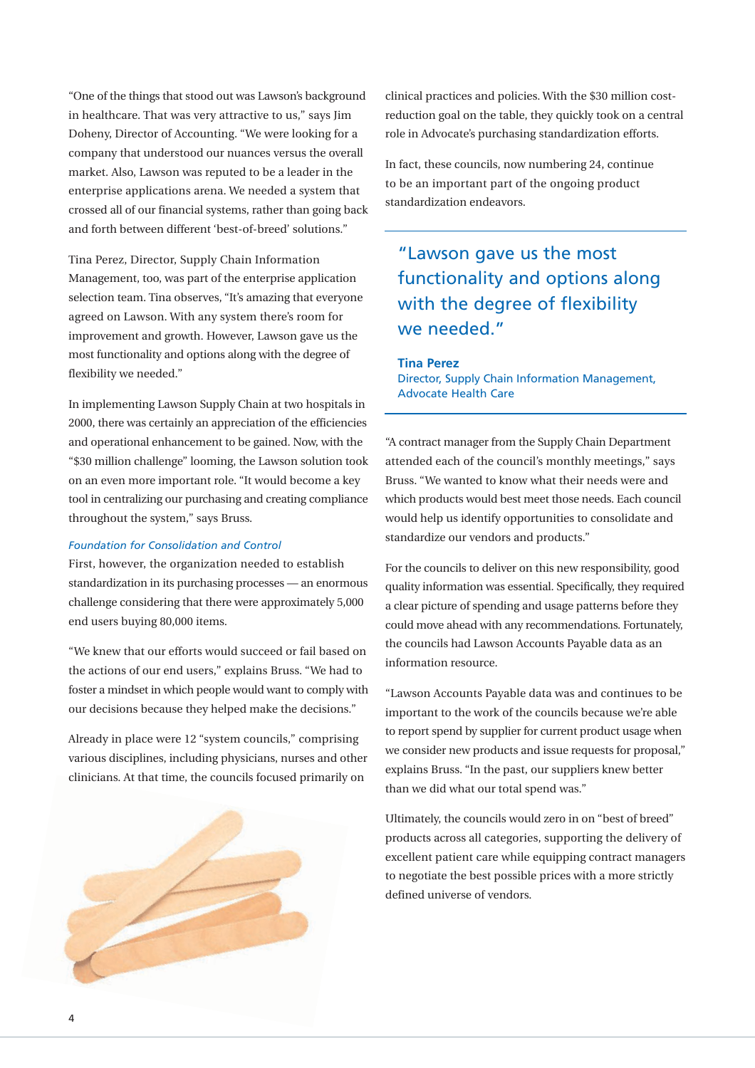"One of the things that stood out was Lawson's background in healthcare. That was very attractive to us," says Jim Doheny, Director of Accounting. "We were looking for a company that understood our nuances versus the overall market. Also, Lawson was reputed to be a leader in the enterprise applications arena. We needed a system that crossed all of our financial systems, rather than going back and forth between different 'best-of-breed' solutions."

Tina Perez, Director, Supply Chain Information Management, too, was part of the enterprise application selection team. Tina observes, "It's amazing that everyone agreed on Lawson. With any system there's room for improvement and growth. However, Lawson gave us the most functionality and options along with the degree of flexibility we needed."

In implementing Lawson Supply Chain at two hospitals in 2000, there was certainly an appreciation of the efficiencies and operational enhancement to be gained. Now, with the "$30 million challenge" looming, the Lawson solution took on an even more important role. "It would become a key tool in centralizing our purchasing and creating compliance throughout the system," says Bruss.

### *Foundation for Consolidation and Control*

First, however, the organization needed to establish standardization in its purchasing processes — an enormous challenge considering that there were approximately 5,000 end users buying 80,000 items.

"We knew that our efforts would succeed or fail based on the actions of our end users," explains Bruss. "We had to foster a mindset in which people would want to comply with our decisions because they helped make the decisions."

Already in place were 12 "system councils," comprising various disciplines, including physicians, nurses and other clinicians. At that time, the councils focused primarily on clinical practices and policies. With the $30 million cost-reduction goal on the table, they quickly took on a central role in Advocate's purchasing standardization efforts.

In fact, these councils, now numbering 24, continue to be an important part of the ongoing product standardization endeavors.

> "Lawson gave us the most functionality and options along with the degree of flexibility we needed."
>
> **Tina Perez**
> Director, Supply Chain Information Management, Advocate Health Care

"A contract manager from the Supply Chain Department attended each of the council's monthly meetings," says Bruss. "We wanted to know what their needs were and which products would best meet those needs. Each council would help us identify opportunities to consolidate and standardize our vendors and products."

For the councils to deliver on this new responsibility, good quality information was essential. Specifically, they required a clear picture of spending and usage patterns before they could move ahead with any recommendations. Fortunately, the councils had Lawson Accounts Payable data as an information resource.

"Lawson Accounts Payable data was and continues to be important to the work of the councils because we're able to report spend by supplier for current product usage when we consider new products and issue requests for proposal," explains Bruss. "In the past, our suppliers knew better than we did what our total spend was."

Ultimately, the councils would zero in on "best of breed" products across all categories, supporting the delivery of excellent patient care while equipping contract managers to negotiate the best possible prices with a more strictly defined universe of vendors.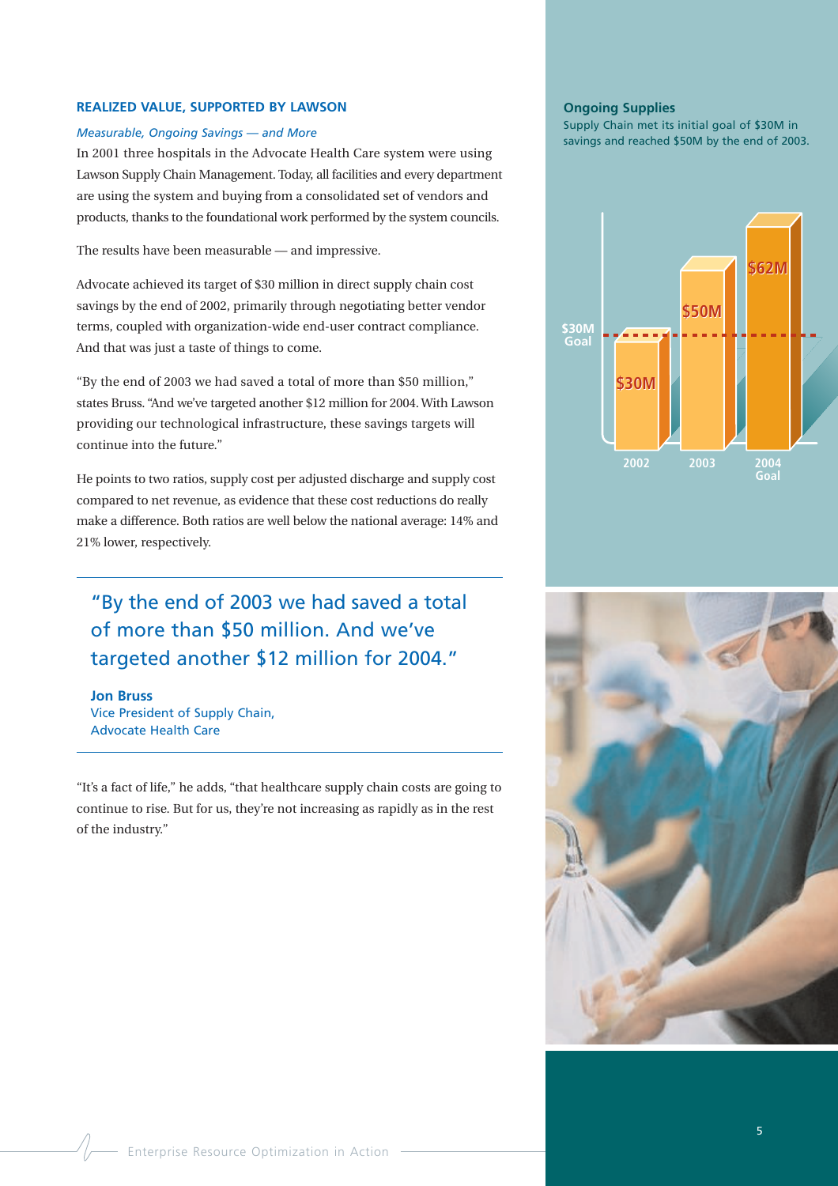## REALIZED VALUE, SUPPORTED BY LAWSON

*Measurable, Ongoing Savings — and More*

In 2001 three hospitals in the Advocate Health Care system were using Lawson Supply Chain Management. Today, all facilities and every department are using the system and buying from a consolidated set of vendors and products, thanks to the foundational work performed by the system councils.

The results have been measurable — and impressive.

Advocate achieved its target of $30 million in direct supply chain cost savings by the end of 2002, primarily through negotiating better vendor terms, coupled with organization-wide end-user contract compliance. And that was just a taste of things to come.

"By the end of 2003 we had saved a total of more than $50 million," states Bruss. "And we've targeted another $12 million for 2004. With Lawson providing our technological infrastructure, these savings targets will continue into the future."

He points to two ratios, supply cost per adjusted discharge and supply cost compared to net revenue, as evidence that these cost reductions do really make a difference. Both ratios are well below the national average: 14% and 21% lower, respectively.

> "By the end of 2003 we had saved a total of more than $50 million. And we've targeted another $12 million for 2004."
>
> **Jon Bruss**
> Vice President of Supply Chain,
> Advocate Health Care

"It's a fact of life," he adds, "that healthcare supply chain costs are going to continue to rise. But for us, they're not increasing as rapidly as in the rest of the industry."

### Ongoing Supplies

Supply Chain met its initial goal of $30M in savings and reached $50M by the end of 2003.

| Year | Savings |
| --- | --- |
| 2002 | $30M |
| 2003 | $50M |
| 2004 Goal | $62M |

$30M Goal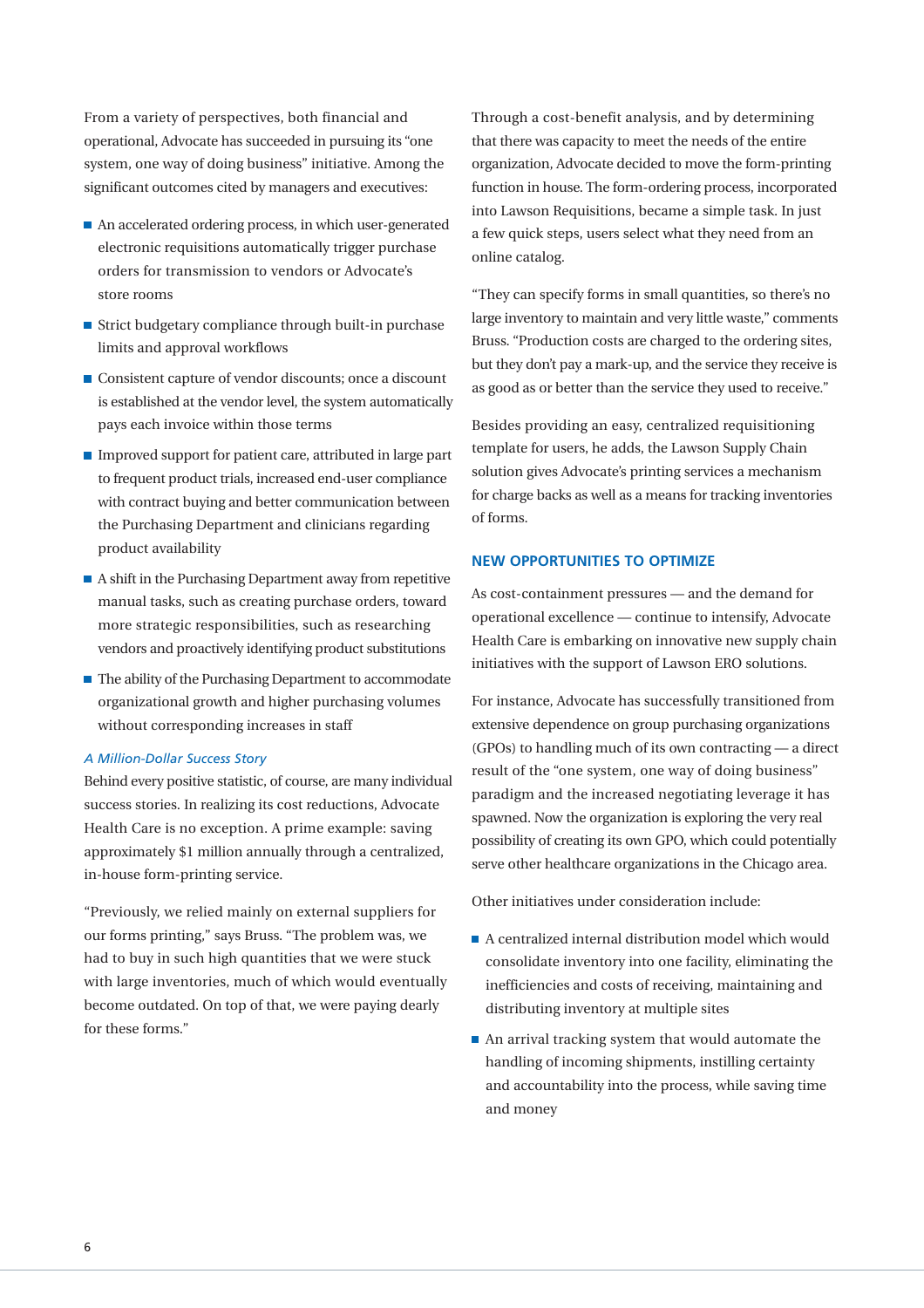From a variety of perspectives, both financial and operational, Advocate has succeeded in pursuing its "one system, one way of doing business" initiative. Among the significant outcomes cited by managers and executives:

- An accelerated ordering process, in which user-generated electronic requisitions automatically trigger purchase orders for transmission to vendors or Advocate's store rooms
- Strict budgetary compliance through built-in purchase limits and approval workflows
- Consistent capture of vendor discounts; once a discount is established at the vendor level, the system automatically pays each invoice within those terms
- Improved support for patient care, attributed in large part to frequent product trials, increased end-user compliance with contract buying and better communication between the Purchasing Department and clinicians regarding product availability
- A shift in the Purchasing Department away from repetitive manual tasks, such as creating purchase orders, toward more strategic responsibilities, such as researching vendors and proactively identifying product substitutions
- The ability of the Purchasing Department to accommodate organizational growth and higher purchasing volumes without corresponding increases in staff

### *A Million-Dollar Success Story*

Behind every positive statistic, of course, are many individual success stories. In realizing its cost reductions, Advocate Health Care is no exception. A prime example: saving approximately $1 million annually through a centralized, in-house form-printing service.

"Previously, we relied mainly on external suppliers for our forms printing," says Bruss. "The problem was, we had to buy in such high quantities that we were stuck with large inventories, much of which would eventually become outdated. On top of that, we were paying dearly for these forms."

Through a cost-benefit analysis, and by determining that there was capacity to meet the needs of the entire organization, Advocate decided to move the form-printing function in house. The form-ordering process, incorporated into Lawson Requisitions, became a simple task. In just a few quick steps, users select what they need from an online catalog.

"They can specify forms in small quantities, so there's no large inventory to maintain and very little waste," comments Bruss. "Production costs are charged to the ordering sites, but they don't pay a mark-up, and the service they receive is as good as or better than the service they used to receive."

Besides providing an easy, centralized requisitioning template for users, he adds, the Lawson Supply Chain solution gives Advocate's printing services a mechanism for charge backs as well as a means for tracking inventories of forms.

## NEW OPPORTUNITIES TO OPTIMIZE

As cost-containment pressures — and the demand for operational excellence — continue to intensify, Advocate Health Care is embarking on innovative new supply chain initiatives with the support of Lawson ERO solutions.

For instance, Advocate has successfully transitioned from extensive dependence on group purchasing organizations (GPOs) to handling much of its own contracting — a direct result of the "one system, one way of doing business" paradigm and the increased negotiating leverage it has spawned. Now the organization is exploring the very real possibility of creating its own GPO, which could potentially serve other healthcare organizations in the Chicago area.

Other initiatives under consideration include:

- A centralized internal distribution model which would consolidate inventory into one facility, eliminating the inefficiencies and costs of receiving, maintaining and distributing inventory at multiple sites
- An arrival tracking system that would automate the handling of incoming shipments, instilling certainty and accountability into the process, while saving time and money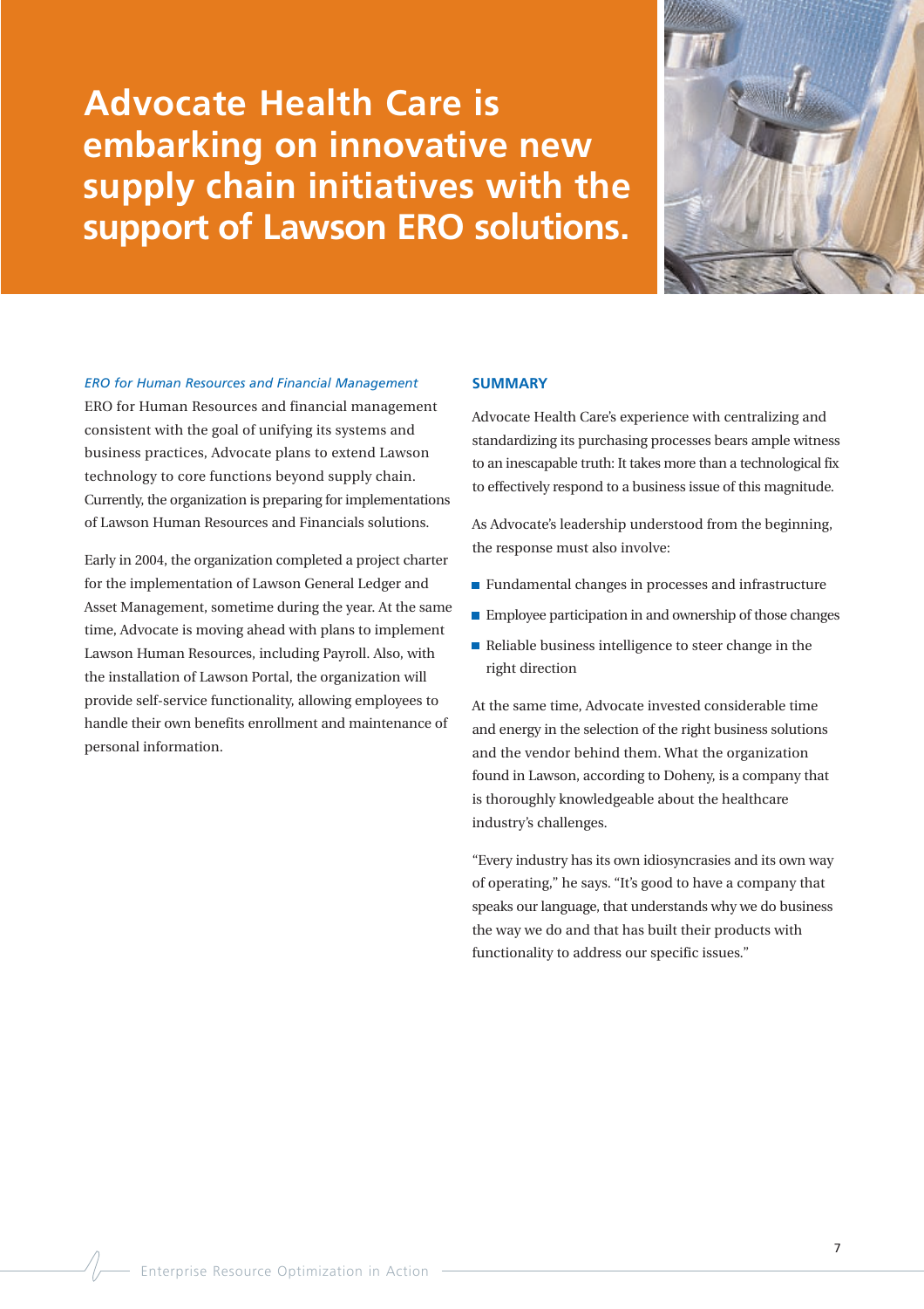# Advocate Health Care is embarking on innovative new supply chain initiatives with the support of Lawson ERO solutions.

*ERO for Human Resources and Financial Management*

ERO for Human Resources and financial management consistent with the goal of unifying its systems and business practices, Advocate plans to extend Lawson technology to core functions beyond supply chain. Currently, the organization is preparing for implementations of Lawson Human Resources and Financials solutions.

Early in 2004, the organization completed a project charter for the implementation of Lawson General Ledger and Asset Management, sometime during the year. At the same time, Advocate is moving ahead with plans to implement Lawson Human Resources, including Payroll. Also, with the installation of Lawson Portal, the organization will provide self-service functionality, allowing employees to handle their own benefits enrollment and maintenance of personal information.

## SUMMARY

Advocate Health Care's experience with centralizing and standardizing its purchasing processes bears ample witness to an inescapable truth: It takes more than a technological fix to effectively respond to a business issue of this magnitude.

As Advocate's leadership understood from the beginning, the response must also involve:

- Fundamental changes in processes and infrastructure
- Employee participation in and ownership of those changes
- Reliable business intelligence to steer change in the right direction

At the same time, Advocate invested considerable time and energy in the selection of the right business solutions and the vendor behind them. What the organization found in Lawson, according to Doheny, is a company that is thoroughly knowledgeable about the healthcare industry's challenges.

"Every industry has its own idiosyncrasies and its own way of operating," he says. "It's good to have a company that speaks our language, that understands why we do business the way we do and that has built their products with functionality to address our specific issues."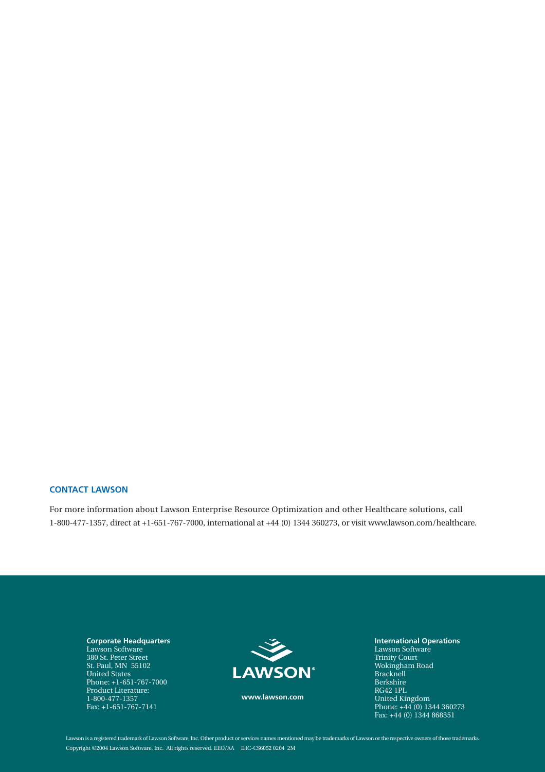## CONTACT LAWSON

For more information about Lawson Enterprise Resource Optimization and other Healthcare solutions, call 1-800-477-1357, direct at +1-651-767-7000, international at +44 (0) 1344 360273, or visit www.lawson.com/healthcare.

**Corporate Headquarters**
Lawson Software
380 St. Peter Street
St. Paul, MN 55102
United States
Phone: +1-651-767-7000
Product Literature:
1-800-477-1357
Fax: +1-651-767-7141

LAWSON®

www.lawson.com

**International Operations**
Lawson Software
Trinity Court
Wokingham Road
Bracknell
Berkshire
RG42 1PL
United Kingdom
Phone: +44 (0) 1344 360273
Fax: +44 (0) 1344 868351

Lawson is a registered trademark of Lawson Software, Inc. Other product or services names mentioned may be trademarks of Lawson or the respective owners of those trademarks.
Copyright ©2004 Lawson Software, Inc. All rights reserved. EEO/AA IHC-CS6052 0204 2M